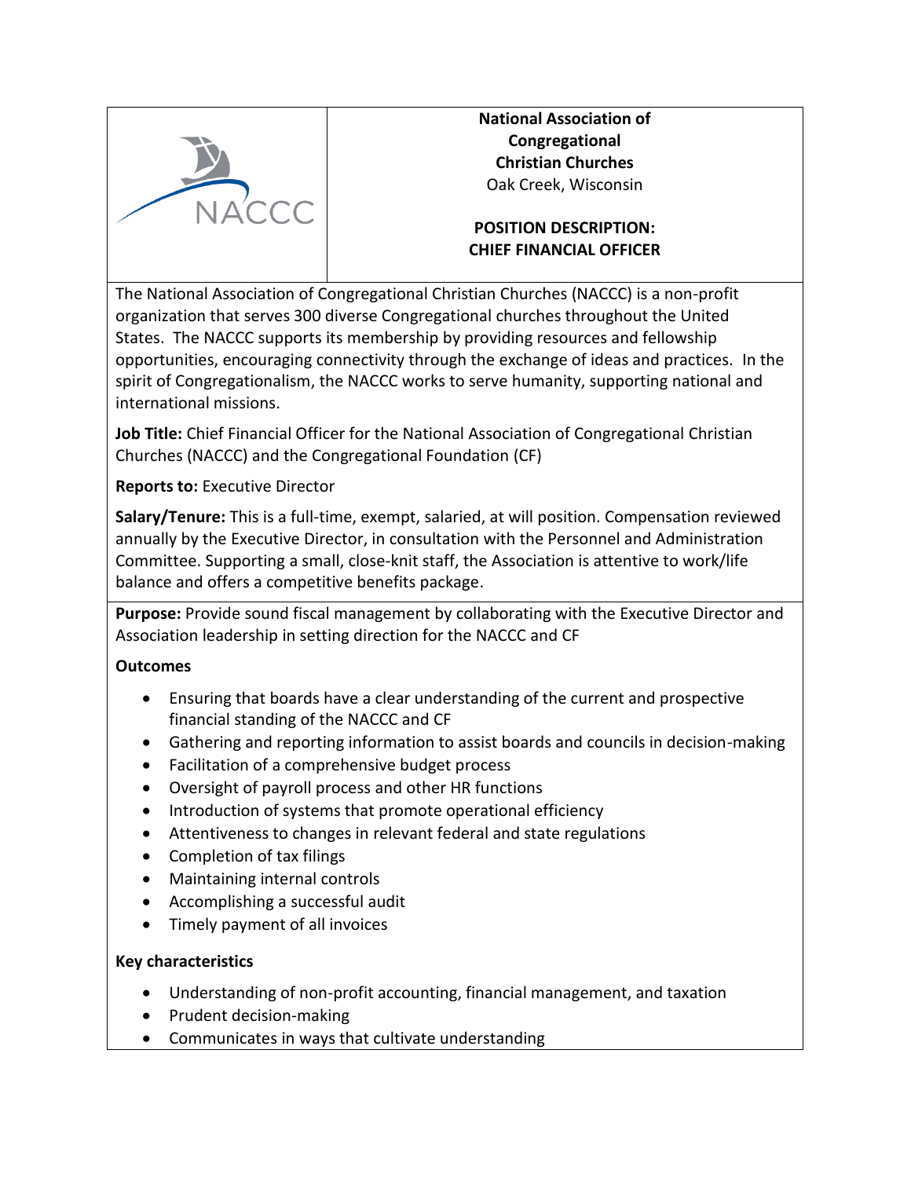**National Association of Congregational Christian Churches**
Oak Creek, Wisconsin

**POSITION DESCRIPTION: CHIEF FINANCIAL OFFICER**

The National Association of Congregational Christian Churches (NACCC) is a non-profit organization that serves 300 diverse Congregational churches throughout the United States. The NACCC supports its membership by providing resources and fellowship opportunities, encouraging connectivity through the exchange of ideas and practices. In the spirit of Congregationalism, the NACCC works to serve humanity, supporting national and international missions.

**Job Title:** Chief Financial Officer for the National Association of Congregational Christian Churches (NACCC) and the Congregational Foundation (CF)

**Reports to:** Executive Director

**Salary/Tenure:** This is a full-time, exempt, salaried, at will position. Compensation reviewed annually by the Executive Director, in consultation with the Personnel and Administration Committee. Supporting a small, close-knit staff, the Association is attentive to work/life balance and offers a competitive benefits package.

**Purpose:** Provide sound fiscal management by collaborating with the Executive Director and Association leadership in setting direction for the NACCC and CF

**Outcomes**

- Ensuring that boards have a clear understanding of the current and prospective financial standing of the NACCC and CF
- Gathering and reporting information to assist boards and councils in decision-making
- Facilitation of a comprehensive budget process
- Oversight of payroll process and other HR functions
- Introduction of systems that promote operational efficiency
- Attentiveness to changes in relevant federal and state regulations
- Completion of tax filings
- Maintaining internal controls
- Accomplishing a successful audit
- Timely payment of all invoices

**Key characteristics**

- Understanding of non-profit accounting, financial management, and taxation
- Prudent decision-making
- Communicates in ways that cultivate understanding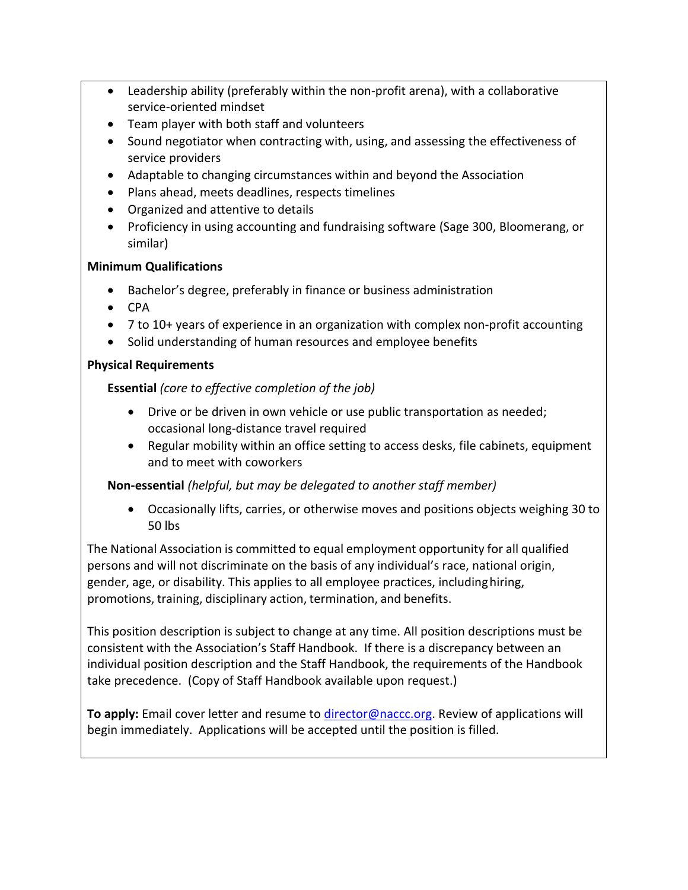- Leadership ability (preferably within the non-profit arena), with a collaborative service-oriented mindset
- Team player with both staff and volunteers
- Sound negotiator when contracting with, using, and assessing the effectiveness of service providers
- Adaptable to changing circumstances within and beyond the Association
- Plans ahead, meets deadlines, respects timelines
- Organized and attentive to details
- Proficiency in using accounting and fundraising software (Sage 300, Bloomerang, or similar)

**Minimum Qualifications**

- Bachelor's degree, preferably in finance or business administration
- CPA
- 7 to 10+ years of experience in an organization with complex non-profit accounting
- Solid understanding of human resources and employee benefits

**Physical Requirements**

**Essential** *(core to effective completion of the job)*

- Drive or be driven in own vehicle or use public transportation as needed; occasional long-distance travel required
- Regular mobility within an office setting to access desks, file cabinets, equipment and to meet with coworkers

**Non-essential** *(helpful, but may be delegated to another staff member)*

- Occasionally lifts, carries, or otherwise moves and positions objects weighing 30 to 50 lbs

The National Association is committed to equal employment opportunity for all qualified persons and will not discriminate on the basis of any individual's race, national origin, gender, age, or disability. This applies to all employee practices, including hiring, promotions, training, disciplinary action, termination, and benefits.

This position description is subject to change at any time. All position descriptions must be consistent with the Association's Staff Handbook. If there is a discrepancy between an individual position description and the Staff Handbook, the requirements of the Handbook take precedence. (Copy of Staff Handbook available upon request.)

**To apply:** Email cover letter and resume to [director@naccc.org](mailto:director@naccc.org). Review of applications will begin immediately. Applications will be accepted until the position is filled.